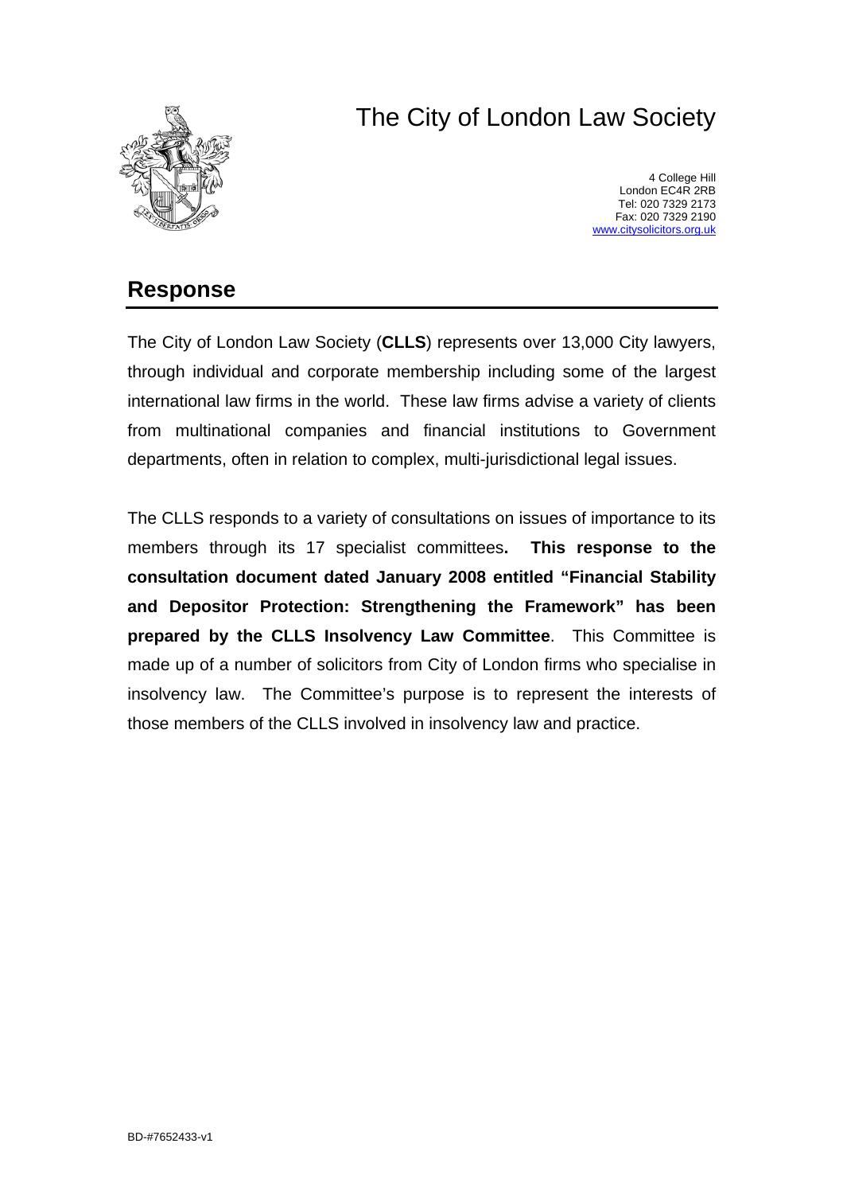# The City of London Law Society

4 College Hill
London EC4R 2RB
Tel: 020 7329 2173
Fax: 020 7329 2190
www.citysolicitors.org.uk

## Response

The City of London Law Society (**CLLS**) represents over 13,000 City lawyers, through individual and corporate membership including some of the largest international law firms in the world. These law firms advise a variety of clients from multinational companies and financial institutions to Government departments, often in relation to complex, multi-jurisdictional legal issues.

The CLLS responds to a variety of consultations on issues of importance to its members through its 17 specialist committees**. This response to the consultation document dated January 2008 entitled "Financial Stability and Depositor Protection: Strengthening the Framework" has been prepared by the CLLS Insolvency Law Committee**. This Committee is made up of a number of solicitors from City of London firms who specialise in insolvency law. The Committee's purpose is to represent the interests of those members of the CLLS involved in insolvency law and practice.

BD-#7652433-v1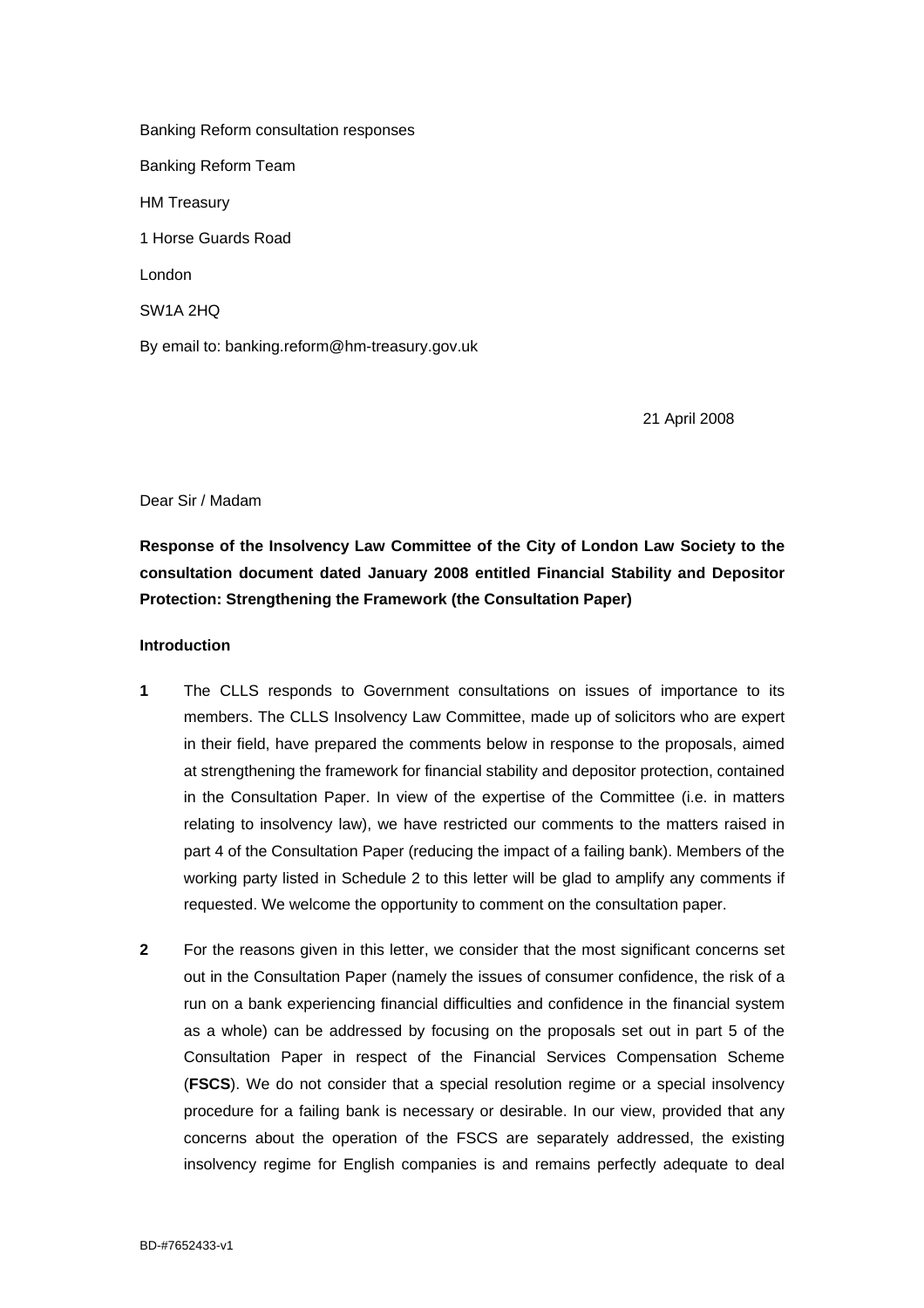Banking Reform consultation responses

Banking Reform Team

HM Treasury

1 Horse Guards Road

London

SW1A 2HQ

By email to: banking.reform@hm-treasury.gov.uk

21 April 2008

Dear Sir / Madam

**Response of the Insolvency Law Committee of the City of London Law Society to the consultation document dated January 2008 entitled Financial Stability and Depositor Protection: Strengthening the Framework (the Consultation Paper)**

**Introduction**

**1** The CLLS responds to Government consultations on issues of importance to its members. The CLLS Insolvency Law Committee, made up of solicitors who are expert in their field, have prepared the comments below in response to the proposals, aimed at strengthening the framework for financial stability and depositor protection, contained in the Consultation Paper. In view of the expertise of the Committee (i.e. in matters relating to insolvency law), we have restricted our comments to the matters raised in part 4 of the Consultation Paper (reducing the impact of a failing bank). Members of the working party listed in Schedule 2 to this letter will be glad to amplify any comments if requested. We welcome the opportunity to comment on the consultation paper.

**2** For the reasons given in this letter, we consider that the most significant concerns set out in the Consultation Paper (namely the issues of consumer confidence, the risk of a run on a bank experiencing financial difficulties and confidence in the financial system as a whole) can be addressed by focusing on the proposals set out in part 5 of the Consultation Paper in respect of the Financial Services Compensation Scheme (**FSCS**). We do not consider that a special resolution regime or a special insolvency procedure for a failing bank is necessary or desirable. In our view, provided that any concerns about the operation of the FSCS are separately addressed, the existing insolvency regime for English companies is and remains perfectly adequate to deal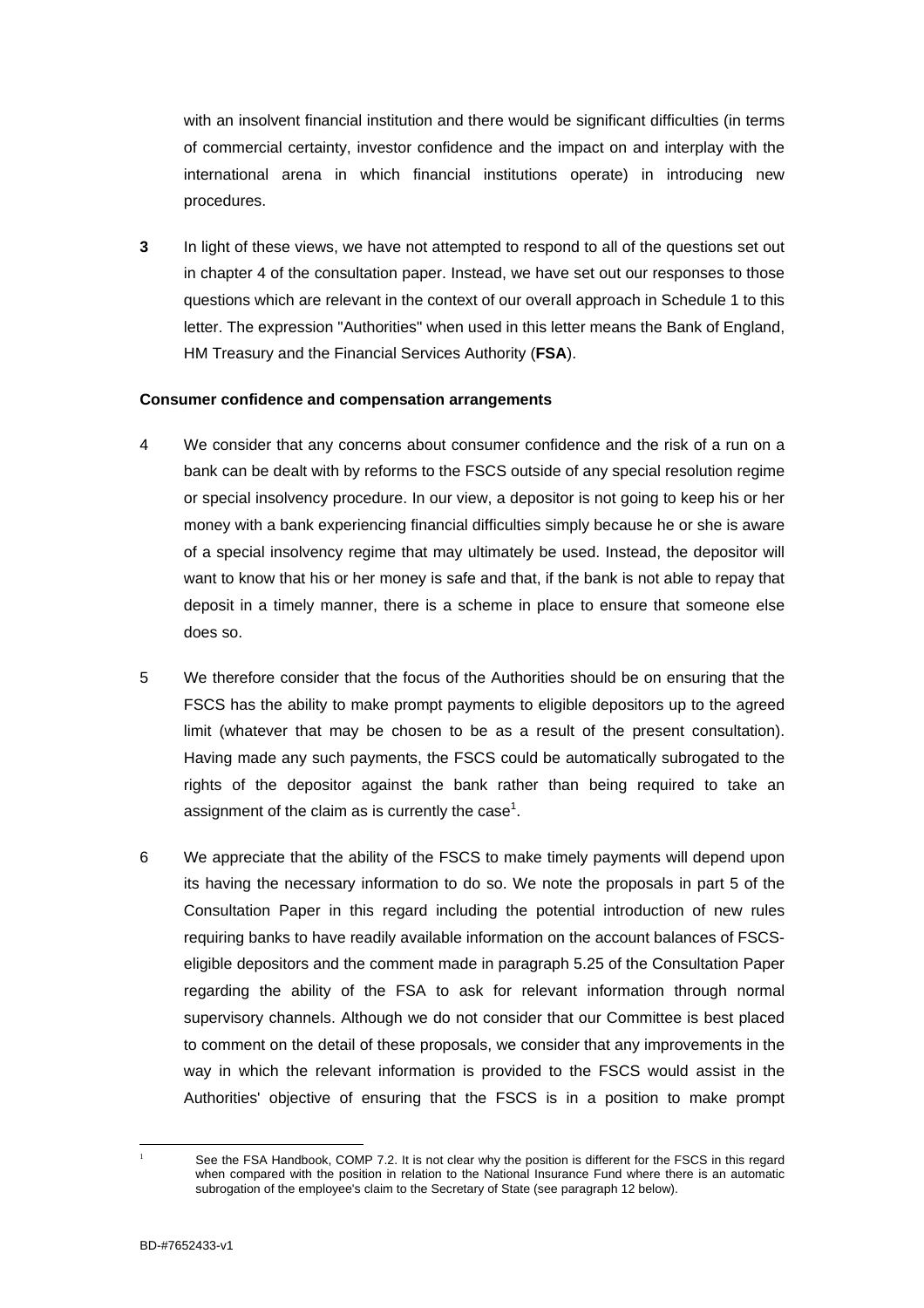with an insolvent financial institution and there would be significant difficulties (in terms of commercial certainty, investor confidence and the impact on and interplay with the international arena in which financial institutions operate) in introducing new procedures.

**3** In light of these views, we have not attempted to respond to all of the questions set out in chapter 4 of the consultation paper. Instead, we have set out our responses to those questions which are relevant in the context of our overall approach in Schedule 1 to this letter. The expression "Authorities" when used in this letter means the Bank of England, HM Treasury and the Financial Services Authority (**FSA**).

**Consumer confidence and compensation arrangements**

4 We consider that any concerns about consumer confidence and the risk of a run on a bank can be dealt with by reforms to the FSCS outside of any special resolution regime or special insolvency procedure. In our view, a depositor is not going to keep his or her money with a bank experiencing financial difficulties simply because he or she is aware of a special insolvency regime that may ultimately be used. Instead, the depositor will want to know that his or her money is safe and that, if the bank is not able to repay that deposit in a timely manner, there is a scheme in place to ensure that someone else does so.

5 We therefore consider that the focus of the Authorities should be on ensuring that the FSCS has the ability to make prompt payments to eligible depositors up to the agreed limit (whatever that may be chosen to be as a result of the present consultation). Having made any such payments, the FSCS could be automatically subrogated to the rights of the depositor against the bank rather than being required to take an assignment of the claim as is currently the case[1].

6 We appreciate that the ability of the FSCS to make timely payments will depend upon its having the necessary information to do so. We note the proposals in part 5 of the Consultation Paper in this regard including the potential introduction of new rules requiring banks to have readily available information on the account balances of FSCS-eligible depositors and the comment made in paragraph 5.25 of the Consultation Paper regarding the ability of the FSA to ask for relevant information through normal supervisory channels. Although we do not consider that our Committee is best placed to comment on the detail of these proposals, we consider that any improvements in the way in which the relevant information is provided to the FSCS would assist in the Authorities' objective of ensuring that the FSCS is in a position to make prompt

[1] See the FSA Handbook, COMP 7.2. It is not clear why the position is different for the FSCS in this regard when compared with the position in relation to the National Insurance Fund where there is an automatic subrogation of the employee's claim to the Secretary of State (see paragraph 12 below).

BD-#7652433-v1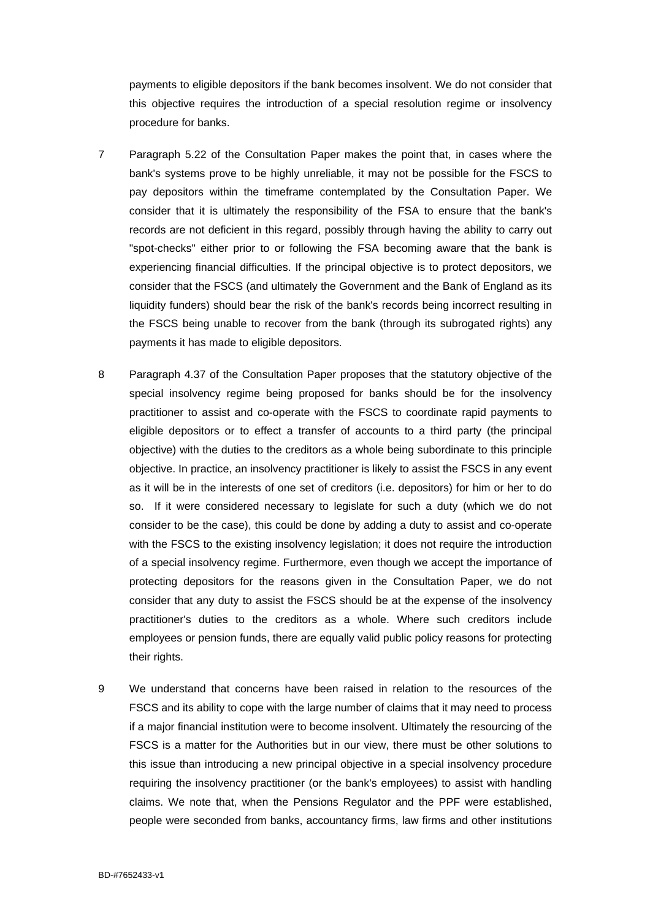payments to eligible depositors if the bank becomes insolvent. We do not consider that this objective requires the introduction of a special resolution regime or insolvency procedure for banks.

7 Paragraph 5.22 of the Consultation Paper makes the point that, in cases where the bank's systems prove to be highly unreliable, it may not be possible for the FSCS to pay depositors within the timeframe contemplated by the Consultation Paper. We consider that it is ultimately the responsibility of the FSA to ensure that the bank's records are not deficient in this regard, possibly through having the ability to carry out "spot-checks" either prior to or following the FSA becoming aware that the bank is experiencing financial difficulties. If the principal objective is to protect depositors, we consider that the FSCS (and ultimately the Government and the Bank of England as its liquidity funders) should bear the risk of the bank's records being incorrect resulting in the FSCS being unable to recover from the bank (through its subrogated rights) any payments it has made to eligible depositors.

8 Paragraph 4.37 of the Consultation Paper proposes that the statutory objective of the special insolvency regime being proposed for banks should be for the insolvency practitioner to assist and co-operate with the FSCS to coordinate rapid payments to eligible depositors or to effect a transfer of accounts to a third party (the principal objective) with the duties to the creditors as a whole being subordinate to this principle objective. In practice, an insolvency practitioner is likely to assist the FSCS in any event as it will be in the interests of one set of creditors (i.e. depositors) for him or her to do so. If it were considered necessary to legislate for such a duty (which we do not consider to be the case), this could be done by adding a duty to assist and co-operate with the FSCS to the existing insolvency legislation; it does not require the introduction of a special insolvency regime. Furthermore, even though we accept the importance of protecting depositors for the reasons given in the Consultation Paper, we do not consider that any duty to assist the FSCS should be at the expense of the insolvency practitioner's duties to the creditors as a whole. Where such creditors include employees or pension funds, there are equally valid public policy reasons for protecting their rights.

9 We understand that concerns have been raised in relation to the resources of the FSCS and its ability to cope with the large number of claims that it may need to process if a major financial institution were to become insolvent. Ultimately the resourcing of the FSCS is a matter for the Authorities but in our view, there must be other solutions to this issue than introducing a new principal objective in a special insolvency procedure requiring the insolvency practitioner (or the bank's employees) to assist with handling claims. We note that, when the Pensions Regulator and the PPF were established, people were seconded from banks, accountancy firms, law firms and other institutions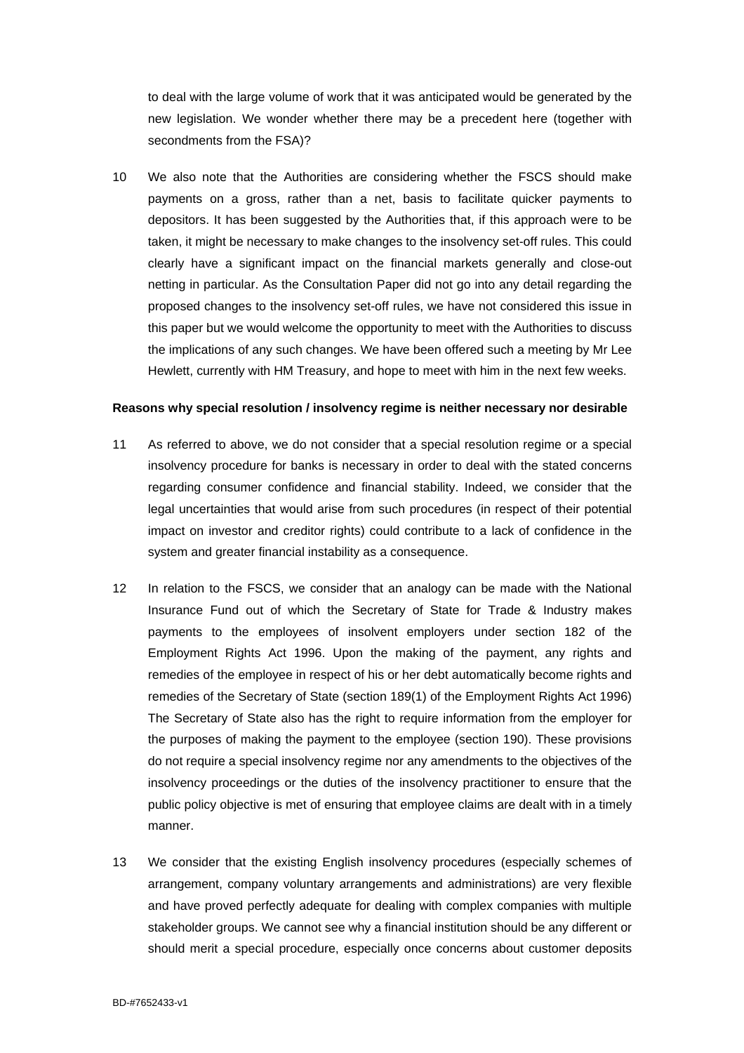to deal with the large volume of work that it was anticipated would be generated by the new legislation. We wonder whether there may be a precedent here (together with secondments from the FSA)?

10 We also note that the Authorities are considering whether the FSCS should make payments on a gross, rather than a net, basis to facilitate quicker payments to depositors. It has been suggested by the Authorities that, if this approach were to be taken, it might be necessary to make changes to the insolvency set-off rules. This could clearly have a significant impact on the financial markets generally and close-out netting in particular. As the Consultation Paper did not go into any detail regarding the proposed changes to the insolvency set-off rules, we have not considered this issue in this paper but we would welcome the opportunity to meet with the Authorities to discuss the implications of any such changes. We have been offered such a meeting by Mr Lee Hewlett, currently with HM Treasury, and hope to meet with him in the next few weeks.

**Reasons why special resolution / insolvency regime is neither necessary nor desirable**

11 As referred to above, we do not consider that a special resolution regime or a special insolvency procedure for banks is necessary in order to deal with the stated concerns regarding consumer confidence and financial stability. Indeed, we consider that the legal uncertainties that would arise from such procedures (in respect of their potential impact on investor and creditor rights) could contribute to a lack of confidence in the system and greater financial instability as a consequence.

12 In relation to the FSCS, we consider that an analogy can be made with the National Insurance Fund out of which the Secretary of State for Trade & Industry makes payments to the employees of insolvent employers under section 182 of the Employment Rights Act 1996. Upon the making of the payment, any rights and remedies of the employee in respect of his or her debt automatically become rights and remedies of the Secretary of State (section 189(1) of the Employment Rights Act 1996) The Secretary of State also has the right to require information from the employer for the purposes of making the payment to the employee (section 190). These provisions do not require a special insolvency regime nor any amendments to the objectives of the insolvency proceedings or the duties of the insolvency practitioner to ensure that the public policy objective is met of ensuring that employee claims are dealt with in a timely manner.

13 We consider that the existing English insolvency procedures (especially schemes of arrangement, company voluntary arrangements and administrations) are very flexible and have proved perfectly adequate for dealing with complex companies with multiple stakeholder groups. We cannot see why a financial institution should be any different or should merit a special procedure, especially once concerns about customer deposits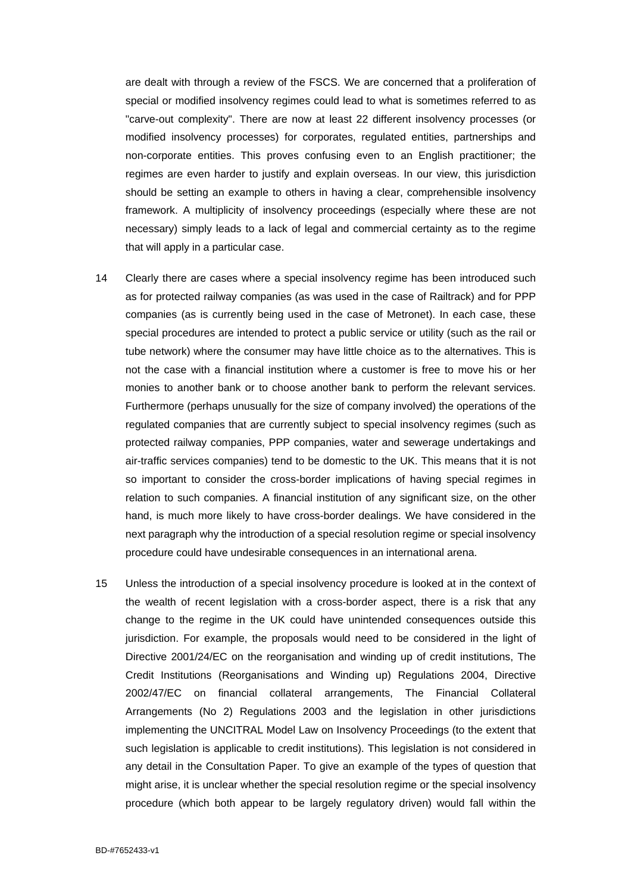are dealt with through a review of the FSCS. We are concerned that a proliferation of special or modified insolvency regimes could lead to what is sometimes referred to as "carve-out complexity". There are now at least 22 different insolvency processes (or modified insolvency processes) for corporates, regulated entities, partnerships and non-corporate entities. This proves confusing even to an English practitioner; the regimes are even harder to justify and explain overseas. In our view, this jurisdiction should be setting an example to others in having a clear, comprehensible insolvency framework. A multiplicity of insolvency proceedings (especially where these are not necessary) simply leads to a lack of legal and commercial certainty as to the regime that will apply in a particular case.

14 Clearly there are cases where a special insolvency regime has been introduced such as for protected railway companies (as was used in the case of Railtrack) and for PPP companies (as is currently being used in the case of Metronet). In each case, these special procedures are intended to protect a public service or utility (such as the rail or tube network) where the consumer may have little choice as to the alternatives. This is not the case with a financial institution where a customer is free to move his or her monies to another bank or to choose another bank to perform the relevant services. Furthermore (perhaps unusually for the size of company involved) the operations of the regulated companies that are currently subject to special insolvency regimes (such as protected railway companies, PPP companies, water and sewerage undertakings and air-traffic services companies) tend to be domestic to the UK. This means that it is not so important to consider the cross-border implications of having special regimes in relation to such companies. A financial institution of any significant size, on the other hand, is much more likely to have cross-border dealings. We have considered in the next paragraph why the introduction of a special resolution regime or special insolvency procedure could have undesirable consequences in an international arena.

15 Unless the introduction of a special insolvency procedure is looked at in the context of the wealth of recent legislation with a cross-border aspect, there is a risk that any change to the regime in the UK could have unintended consequences outside this jurisdiction. For example, the proposals would need to be considered in the light of Directive 2001/24/EC on the reorganisation and winding up of credit institutions, The Credit Institutions (Reorganisations and Winding up) Regulations 2004, Directive 2002/47/EC on financial collateral arrangements, The Financial Collateral Arrangements (No 2) Regulations 2003 and the legislation in other jurisdictions implementing the UNCITRAL Model Law on Insolvency Proceedings (to the extent that such legislation is applicable to credit institutions). This legislation is not considered in any detail in the Consultation Paper. To give an example of the types of question that might arise, it is unclear whether the special resolution regime or the special insolvency procedure (which both appear to be largely regulatory driven) would fall within the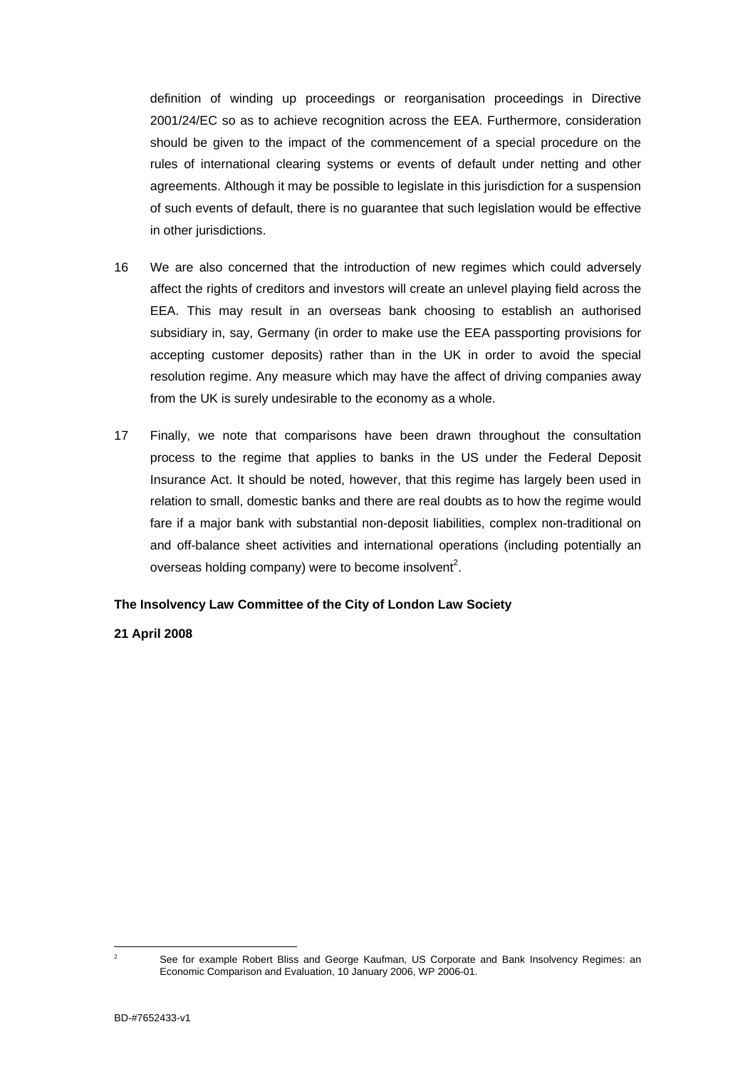definition of winding up proceedings or reorganisation proceedings in Directive 2001/24/EC so as to achieve recognition across the EEA. Furthermore, consideration should be given to the impact of the commencement of a special procedure on the rules of international clearing systems or events of default under netting and other agreements. Although it may be possible to legislate in this jurisdiction for a suspension of such events of default, there is no guarantee that such legislation would be effective in other jurisdictions.

16 We are also concerned that the introduction of new regimes which could adversely affect the rights of creditors and investors will create an unlevel playing field across the EEA. This may result in an overseas bank choosing to establish an authorised subsidiary in, say, Germany (in order to make use the EEA passporting provisions for accepting customer deposits) rather than in the UK in order to avoid the special resolution regime. Any measure which may have the affect of driving companies away from the UK is surely undesirable to the economy as a whole.

17 Finally, we note that comparisons have been drawn throughout the consultation process to the regime that applies to banks in the US under the Federal Deposit Insurance Act. It should be noted, however, that this regime has largely been used in relation to small, domestic banks and there are real doubts as to how the regime would fare if a major bank with substantial non-deposit liabilities, complex non-traditional on and off-balance sheet activities and international operations (including potentially an overseas holding company) were to become insolvent[2].

**The Insolvency Law Committee of the City of London Law Society**

**21 April 2008**

---

[2] See for example Robert Bliss and George Kaufman, US Corporate and Bank Insolvency Regimes: an Economic Comparison and Evaluation, 10 January 2006, WP 2006-01.

BD-#7652433-v1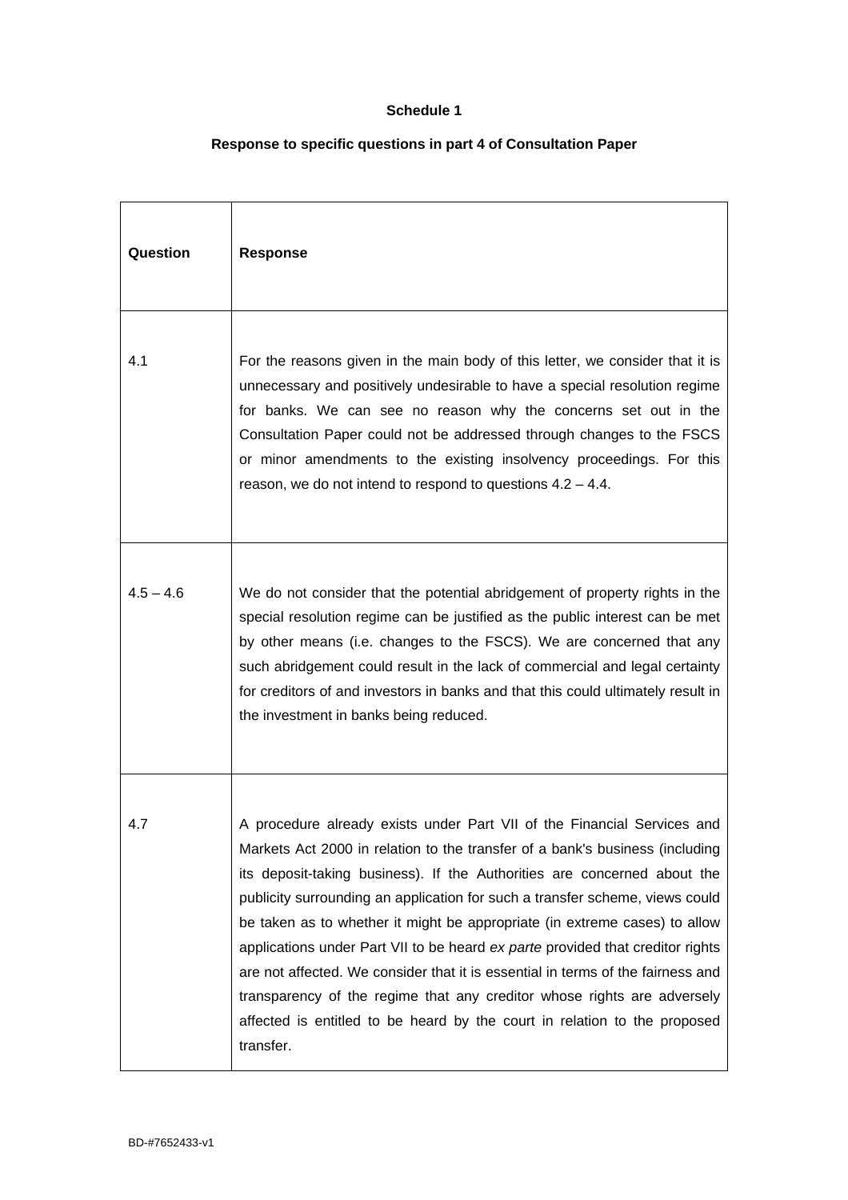**Schedule 1**

**Response to specific questions in part 4 of Consultation Paper**

| **Question** | **Response** |
| --- | --- |
| 4.1 | For the reasons given in the main body of this letter, we consider that it is unnecessary and positively undesirable to have a special resolution regime for banks. We can see no reason why the concerns set out in the Consultation Paper could not be addressed through changes to the FSCS or minor amendments to the existing insolvency proceedings. For this reason, we do not intend to respond to questions 4.2 – 4.4. |
| 4.5 – 4.6 | We do not consider that the potential abridgement of property rights in the special resolution regime can be justified as the public interest can be met by other means (i.e. changes to the FSCS). We are concerned that any such abridgement could result in the lack of commercial and legal certainty for creditors of and investors in banks and that this could ultimately result in the investment in banks being reduced. |
| 4.7 | A procedure already exists under Part VII of the Financial Services and Markets Act 2000 in relation to the transfer of a bank's business (including its deposit-taking business). If the Authorities are concerned about the publicity surrounding an application for such a transfer scheme, views could be taken as to whether it might be appropriate (in extreme cases) to allow applications under Part VII to be heard *ex parte* provided that creditor rights are not affected. We consider that it is essential in terms of the fairness and transparency of the regime that any creditor whose rights are adversely affected is entitled to be heard by the court in relation to the proposed transfer. |

BD-#7652433-v1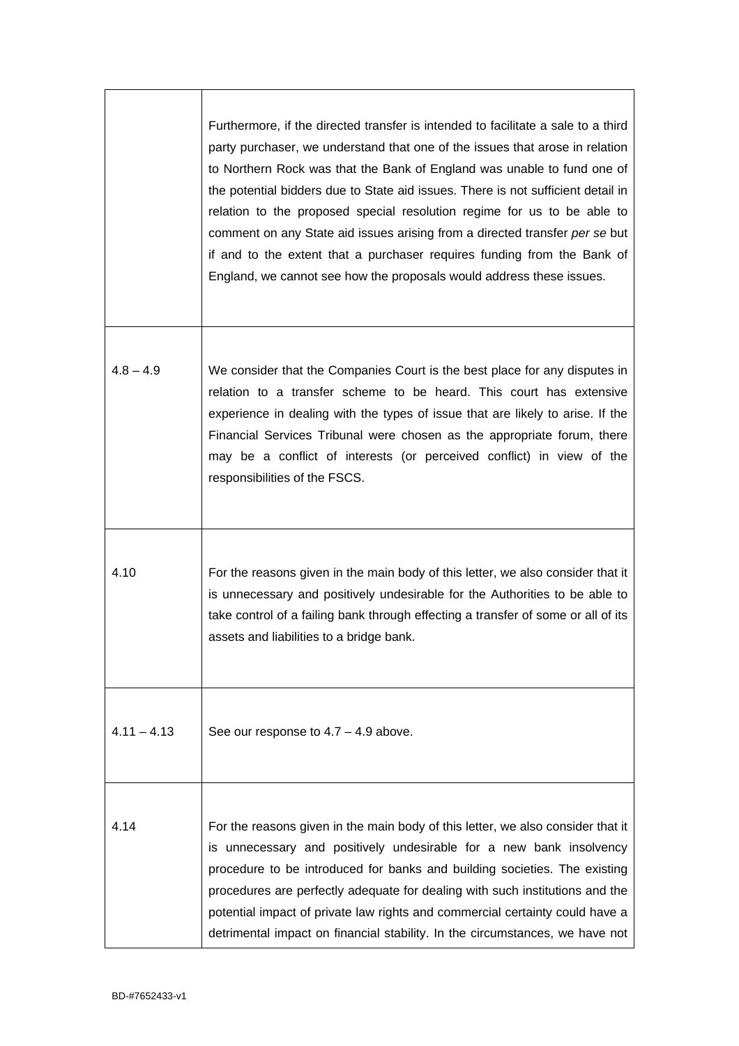| | |
|---|---|
| | Furthermore, if the directed transfer is intended to facilitate a sale to a third party purchaser, we understand that one of the issues that arose in relation to Northern Rock was that the Bank of England was unable to fund one of the potential bidders due to State aid issues. There is not sufficient detail in relation to the proposed special resolution regime for us to be able to comment on any State aid issues arising from a directed transfer *per se* but if and to the extent that a purchaser requires funding from the Bank of England, we cannot see how the proposals would address these issues. |
| 4.8 – 4.9 | We consider that the Companies Court is the best place for any disputes in relation to a transfer scheme to be heard. This court has extensive experience in dealing with the types of issue that are likely to arise. If the Financial Services Tribunal were chosen as the appropriate forum, there may be a conflict of interests (or perceived conflict) in view of the responsibilities of the FSCS. |
| 4.10 | For the reasons given in the main body of this letter, we also consider that it is unnecessary and positively undesirable for the Authorities to be able to take control of a failing bank through effecting a transfer of some or all of its assets and liabilities to a bridge bank. |
| 4.11 – 4.13 | See our response to 4.7 – 4.9 above. |
| 4.14 | For the reasons given in the main body of this letter, we also consider that it is unnecessary and positively undesirable for a new bank insolvency procedure to be introduced for banks and building societies. The existing procedures are perfectly adequate for dealing with such institutions and the potential impact of private law rights and commercial certainty could have a detrimental impact on financial stability. In the circumstances, we have not |

BD-#7652433-v1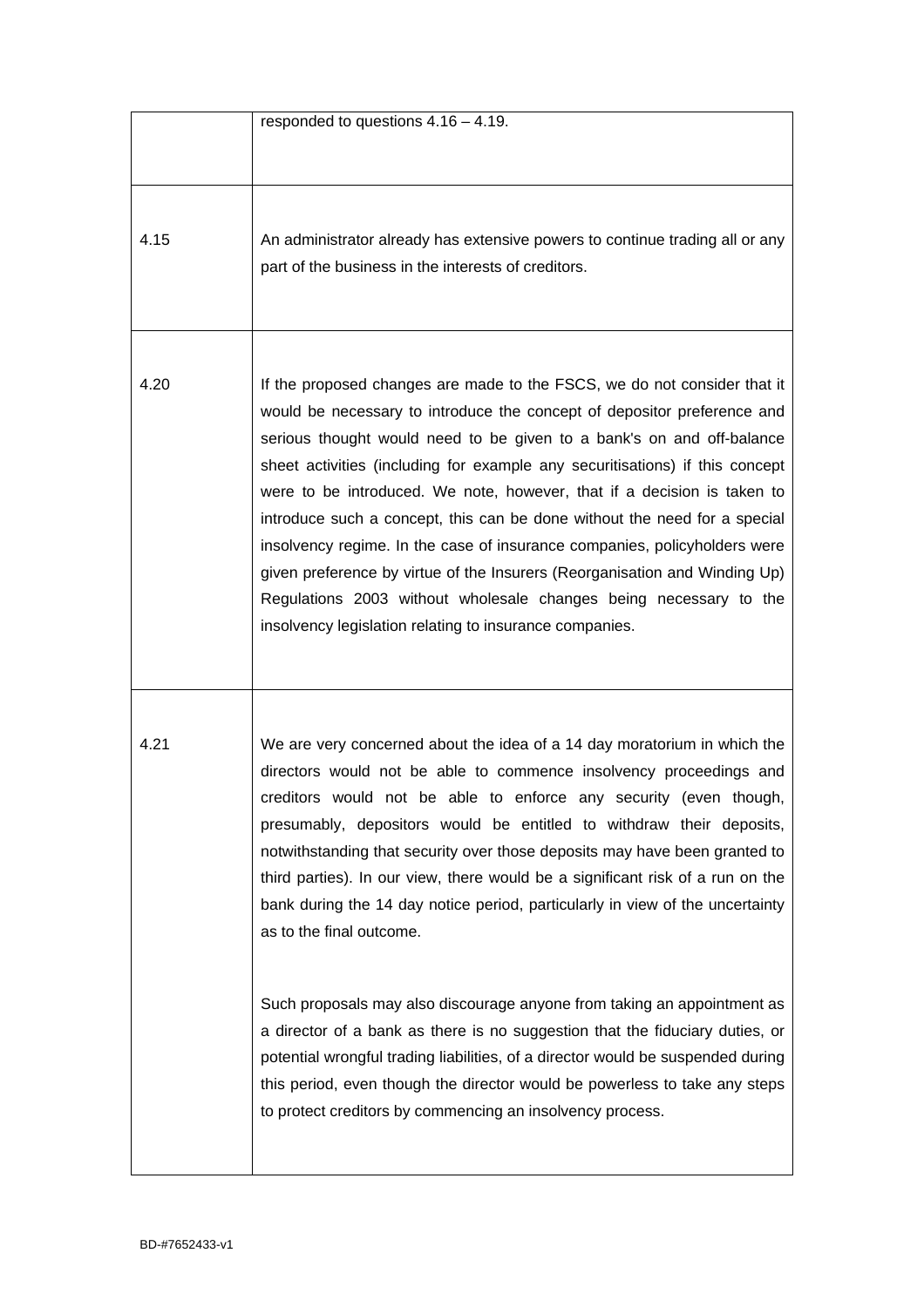|  |  |
|---|---|
|  | responded to questions 4.16 – 4.19. |
| 4.15 | An administrator already has extensive powers to continue trading all or any part of the business in the interests of creditors. |
| 4.20 | If the proposed changes are made to the FSCS, we do not consider that it would be necessary to introduce the concept of depositor preference and serious thought would need to be given to a bank's on and off-balance sheet activities (including for example any securitisations) if this concept were to be introduced. We note, however, that if a decision is taken to introduce such a concept, this can be done without the need for a special insolvency regime. In the case of insurance companies, policyholders were given preference by virtue of the Insurers (Reorganisation and Winding Up) Regulations 2003 without wholesale changes being necessary to the insolvency legislation relating to insurance companies. |
| 4.21 | We are very concerned about the idea of a 14 day moratorium in which the directors would not be able to commence insolvency proceedings and creditors would not be able to enforce any security (even though, presumably, depositors would be entitled to withdraw their deposits, notwithstanding that security over those deposits may have been granted to third parties). In our view, there would be a significant risk of a run on the bank during the 14 day notice period, particularly in view of the uncertainty as to the final outcome.<br><br>Such proposals may also discourage anyone from taking an appointment as a director of a bank as there is no suggestion that the fiduciary duties, or potential wrongful trading liabilities, of a director would be suspended during this period, even though the director would be powerless to take any steps to protect creditors by commencing an insolvency process. |

BD-#7652433-v1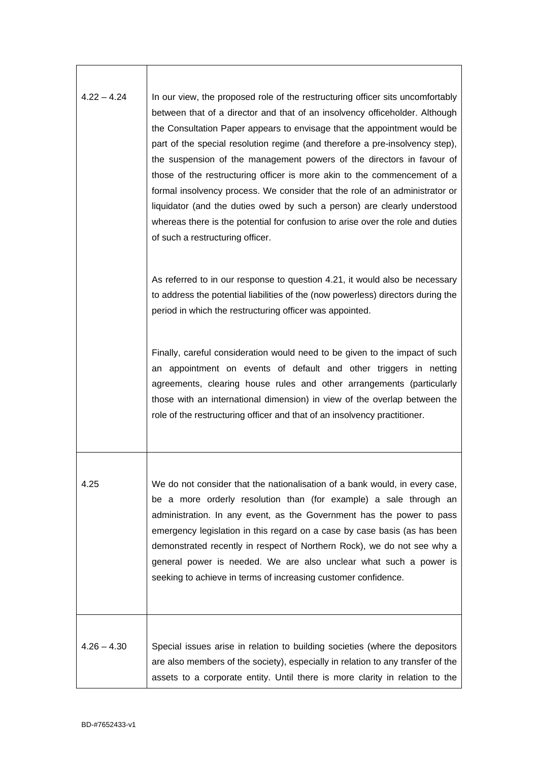| | |
|---|---|
| 4.22 – 4.24 | In our view, the proposed role of the restructuring officer sits uncomfortably between that of a director and that of an insolvency officeholder. Although the Consultation Paper appears to envisage that the appointment would be part of the special resolution regime (and therefore a pre-insolvency step), the suspension of the management powers of the directors in favour of those of the restructuring officer is more akin to the commencement of a formal insolvency process. We consider that the role of an administrator or liquidator (and the duties owed by such a person) are clearly understood whereas there is the potential for confusion to arise over the role and duties of such a restructuring officer.<br><br>As referred to in our response to question 4.21, it would also be necessary to address the potential liabilities of the (now powerless) directors during the period in which the restructuring officer was appointed.<br><br>Finally, careful consideration would need to be given to the impact of such an appointment on events of default and other triggers in netting agreements, clearing house rules and other arrangements (particularly those with an international dimension) in view of the overlap between the role of the restructuring officer and that of an insolvency practitioner. |
| 4.25 | We do not consider that the nationalisation of a bank would, in every case, be a more orderly resolution than (for example) a sale through an administration. In any event, as the Government has the power to pass emergency legislation in this regard on a case by case basis (as has been demonstrated recently in respect of Northern Rock), we do not see why a general power is needed. We are also unclear what such a power is seeking to achieve in terms of increasing customer confidence. |
| 4.26 – 4.30 | Special issues arise in relation to building societies (where the depositors are also members of the society), especially in relation to any transfer of the assets to a corporate entity. Until there is more clarity in relation to the |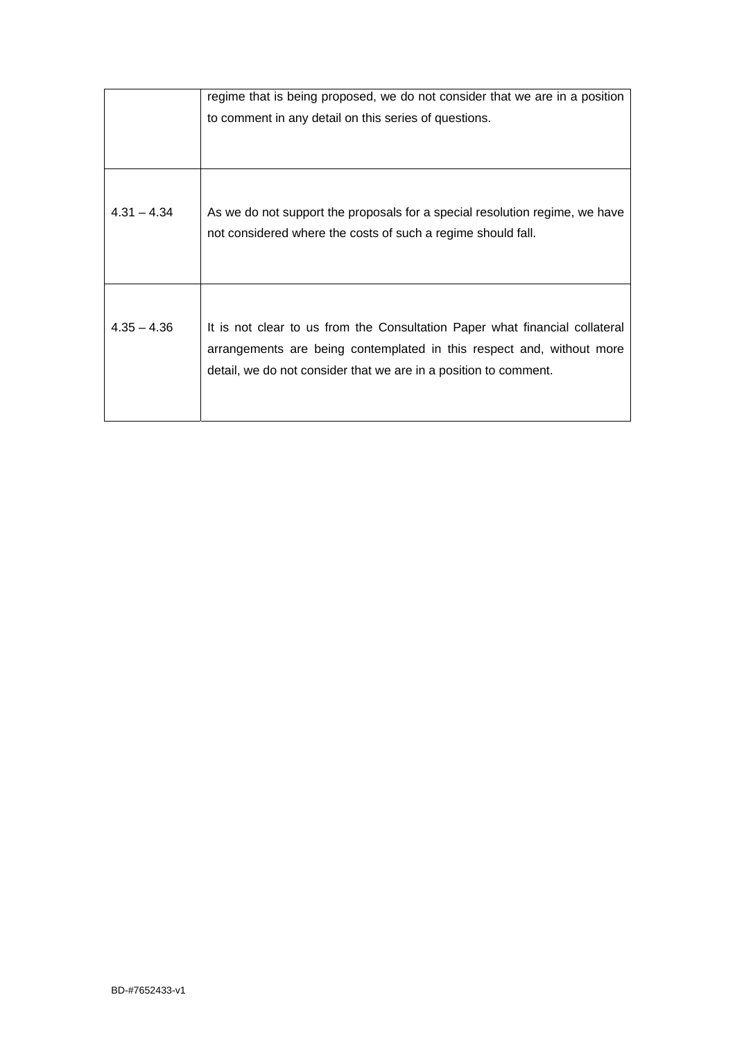| | |
|---|---|
| | regime that is being proposed, we do not consider that we are in a position to comment in any detail on this series of questions. |
| 4.31 – 4.34 | As we do not support the proposals for a special resolution regime, we have not considered where the costs of such a regime should fall. |
| 4.35 – 4.36 | It is not clear to us from the Consultation Paper what financial collateral arrangements are being contemplated in this respect and, without more detail, we do not consider that we are in a position to comment. |

BD-#7652433-v1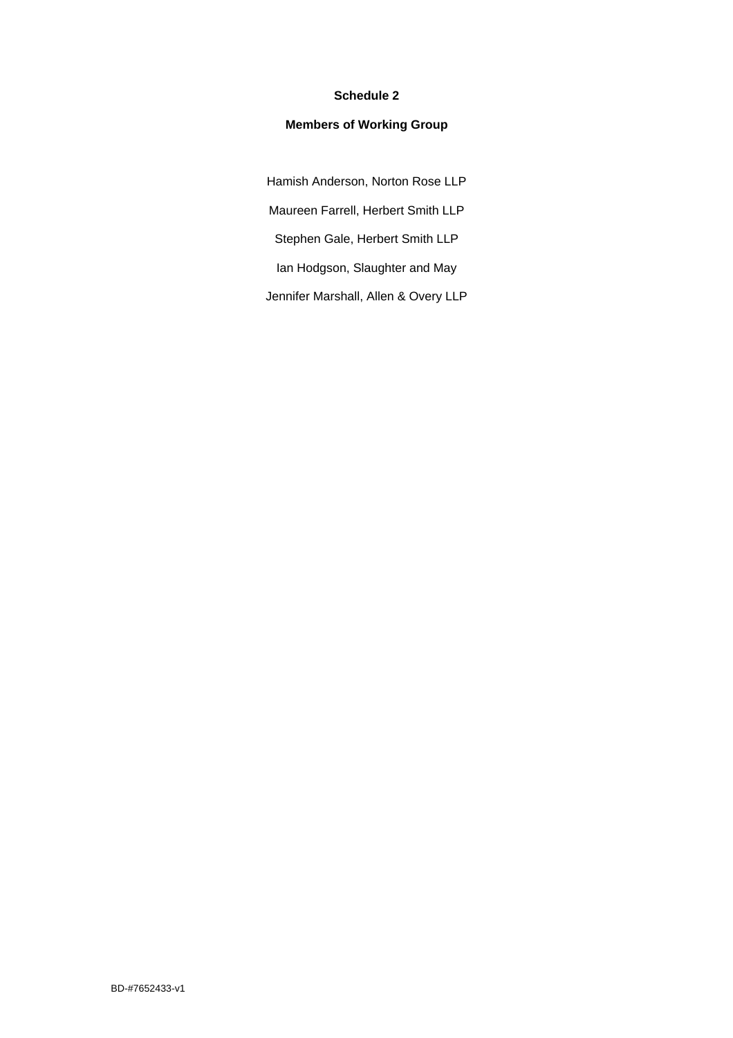**Schedule 2**

**Members of Working Group**

Hamish Anderson, Norton Rose LLP

Maureen Farrell, Herbert Smith LLP

Stephen Gale, Herbert Smith LLP

Ian Hodgson, Slaughter and May

Jennifer Marshall, Allen & Overy LLP

BD-#7652433-v1